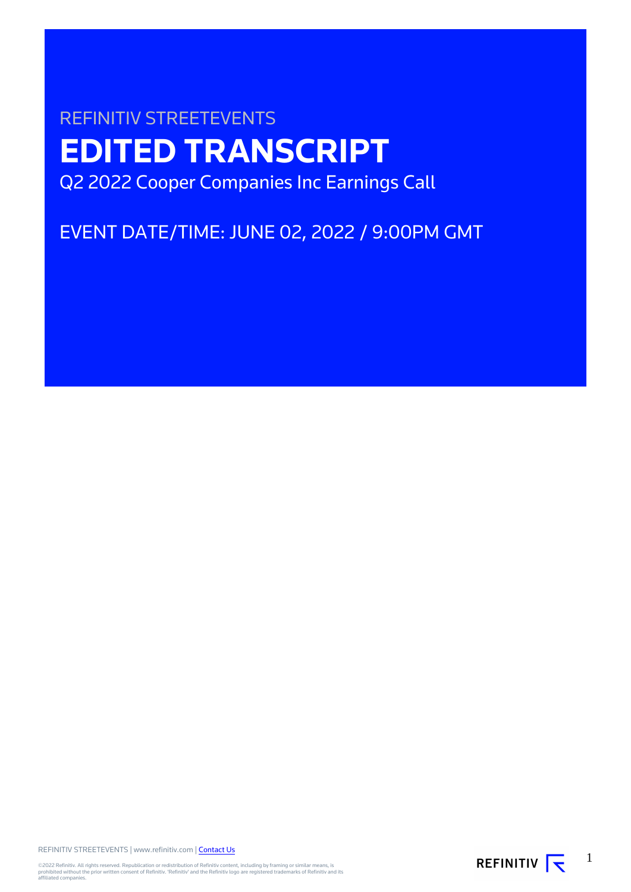REFINITIV STREETEVENTS

# EDITED TRANSCRIPT

Q2 2022 Cooper Companies Inc Earnings Call

EVENT DATE/TIME: JUNE 02, 2022 / 9:00PM GMT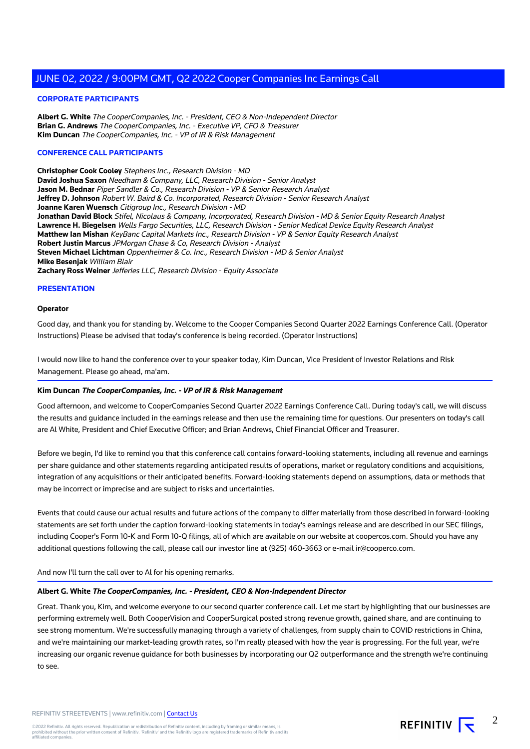## CORPORATE PARTICIPANTS

**Albert G. White** *The CooperCompanies, Inc. - President, CEO & Non-Independent Director*
**Brian G. Andrews** *The CooperCompanies, Inc. - Executive VP, CFO & Treasurer*
**Kim Duncan** *The CooperCompanies, Inc. - VP of IR & Risk Management*

## CONFERENCE CALL PARTICIPANTS

**Christopher Cook Cooley** *Stephens Inc., Research Division - MD*
**David Joshua Saxon** *Needham & Company, LLC, Research Division - Senior Analyst*
**Jason M. Bednar** *Piper Sandler & Co., Research Division - VP & Senior Research Analyst*
**Jeffrey D. Johnson** *Robert W. Baird & Co. Incorporated, Research Division - Senior Research Analyst*
**Joanne Karen Wuensch** *Citigroup Inc., Research Division - MD*
**Jonathan David Block** *Stifel, Nicolaus & Company, Incorporated, Research Division - MD & Senior Equity Research Analyst*
**Lawrence H. Biegelsen** *Wells Fargo Securities, LLC, Research Division - Senior Medical Device Equity Research Analyst*
**Matthew Ian Mishan** *KeyBanc Capital Markets Inc., Research Division - VP & Senior Equity Research Analyst*
**Robert Justin Marcus** *JPMorgan Chase & Co, Research Division - Analyst*
**Steven Michael Lichtman** *Oppenheimer & Co. Inc., Research Division - MD & Senior Analyst*
**Mike Besenjak** *William Blair*
**Zachary Ross Weiner** *Jefferies LLC, Research Division - Equity Associate*

## PRESENTATION

**Operator**

Good day, and thank you for standing by. Welcome to the Cooper Companies Second Quarter 2022 Earnings Conference Call. (Operator Instructions) Please be advised that today's conference is being recorded. (Operator Instructions)

I would now like to hand the conference over to your speaker today, Kim Duncan, Vice President of Investor Relations and Risk Management. Please go ahead, ma'am.

**Kim Duncan** ***The CooperCompanies, Inc. - VP of IR & Risk Management***

Good afternoon, and welcome to CooperCompanies Second Quarter 2022 Earnings Conference Call. During today's call, we will discuss the results and guidance included in the earnings release and then use the remaining time for questions. Our presenters on today's call are Al White, President and Chief Executive Officer; and Brian Andrews, Chief Financial Officer and Treasurer.

Before we begin, I'd like to remind you that this conference call contains forward-looking statements, including all revenue and earnings per share guidance and other statements regarding anticipated results of operations, market or regulatory conditions and acquisitions, integration of any acquisitions or their anticipated benefits. Forward-looking statements depend on assumptions, data or methods that may be incorrect or imprecise and are subject to risks and uncertainties.

Events that could cause our actual results and future actions of the company to differ materially from those described in forward-looking statements are set forth under the caption forward-looking statements in today's earnings release and are described in our SEC filings, including Cooper's Form 10-K and Form 10-Q filings, all of which are available on our website at coopercos.com. Should you have any additional questions following the call, please call our investor line at (925) 460-3663 or e-mail ir@cooperco.com.

And now I'll turn the call over to Al for his opening remarks.

**Albert G. White** ***The CooperCompanies, Inc. - President, CEO & Non-Independent Director***

Great. Thank you, Kim, and welcome everyone to our second quarter conference call. Let me start by highlighting that our businesses are performing extremely well. Both CooperVision and CooperSurgical posted strong revenue growth, gained share, and are continuing to see strong momentum. We're successfully managing through a variety of challenges, from supply chain to COVID restrictions in China, and we're maintaining our market-leading growth rates, so I'm really pleased with how the year is progressing. For the full year, we're increasing our organic revenue guidance for both businesses by incorporating our Q2 outperformance and the strength we're continuing to see.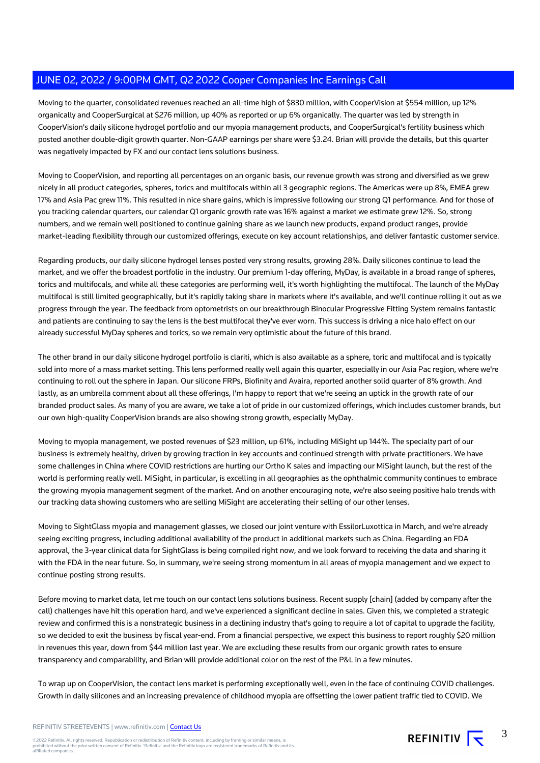Moving to the quarter, consolidated revenues reached an all-time high of $830 million, with CooperVision at $554 million, up 12% organically and CooperSurgical at $276 million, up 40% as reported or up 6% organically. The quarter was led by strength in CooperVision's daily silicone hydrogel portfolio and our myopia management products, and CooperSurgical's fertility business which posted another double-digit growth quarter. Non-GAAP earnings per share were $3.24. Brian will provide the details, but this quarter was negatively impacted by FX and our contact lens solutions business.

Moving to CooperVision, and reporting all percentages on an organic basis, our revenue growth was strong and diversified as we grew nicely in all product categories, spheres, torics and multifocals within all 3 geographic regions. The Americas were up 8%, EMEA grew 17% and Asia Pac grew 11%. This resulted in nice share gains, which is impressive following our strong Q1 performance. And for those of you tracking calendar quarters, our calendar Q1 organic growth rate was 16% against a market we estimate grew 12%. So, strong numbers, and we remain well positioned to continue gaining share as we launch new products, expand product ranges, provide market-leading flexibility through our customized offerings, execute on key account relationships, and deliver fantastic customer service.

Regarding products, our daily silicone hydrogel lenses posted very strong results, growing 28%. Daily silicones continue to lead the market, and we offer the broadest portfolio in the industry. Our premium 1-day offering, MyDay, is available in a broad range of spheres, torics and multifocals, and while all these categories are performing well, it's worth highlighting the multifocal. The launch of the MyDay multifocal is still limited geographically, but it's rapidly taking share in markets where it's available, and we'll continue rolling it out as we progress through the year. The feedback from optometrists on our breakthrough Binocular Progressive Fitting System remains fantastic and patients are continuing to say the lens is the best multifocal they've ever worn. This success is driving a nice halo effect on our already successful MyDay spheres and torics, so we remain very optimistic about the future of this brand.

The other brand in our daily silicone hydrogel portfolio is clariti, which is also available as a sphere, toric and multifocal and is typically sold into more of a mass market setting. This lens performed really well again this quarter, especially in our Asia Pac region, where we're continuing to roll out the sphere in Japan. Our silicone FRPs, Biofinity and Avaira, reported another solid quarter of 8% growth. And lastly, as an umbrella comment about all these offerings, I'm happy to report that we're seeing an uptick in the growth rate of our branded product sales. As many of you are aware, we take a lot of pride in our customized offerings, which includes customer brands, but our own high-quality CooperVision brands are also showing strong growth, especially MyDay.

Moving to myopia management, we posted revenues of $23 million, up 61%, including MiSight up 144%. The specialty part of our business is extremely healthy, driven by growing traction in key accounts and continued strength with private practitioners. We have some challenges in China where COVID restrictions are hurting our Ortho K sales and impacting our MiSight launch, but the rest of the world is performing really well. MiSight, in particular, is excelling in all geographies as the ophthalmic community continues to embrace the growing myopia management segment of the market. And on another encouraging note, we're also seeing positive halo trends with our tracking data showing customers who are selling MiSight are accelerating their selling of our other lenses.

Moving to SightGlass myopia and management glasses, we closed our joint venture with EssilorLuxottica in March, and we're already seeing exciting progress, including additional availability of the product in additional markets such as China. Regarding an FDA approval, the 3-year clinical data for SightGlass is being compiled right now, and we look forward to receiving the data and sharing it with the FDA in the near future. So, in summary, we're seeing strong momentum in all areas of myopia management and we expect to continue posting strong results.

Before moving to market data, let me touch on our contact lens solutions business. Recent supply [chain] (added by company after the call) challenges have hit this operation hard, and we've experienced a significant decline in sales. Given this, we completed a strategic review and confirmed this is a nonstrategic business in a declining industry that's going to require a lot of capital to upgrade the facility, so we decided to exit the business by fiscal year-end. From a financial perspective, we expect this business to report roughly $20 million in revenues this year, down from $44 million last year. We are excluding these results from our organic growth rates to ensure transparency and comparability, and Brian will provide additional color on the rest of the P&L in a few minutes.

To wrap up on CooperVision, the contact lens market is performing exceptionally well, even in the face of continuing COVID challenges. Growth in daily silicones and an increasing prevalence of childhood myopia are offsetting the lower patient traffic tied to COVID. We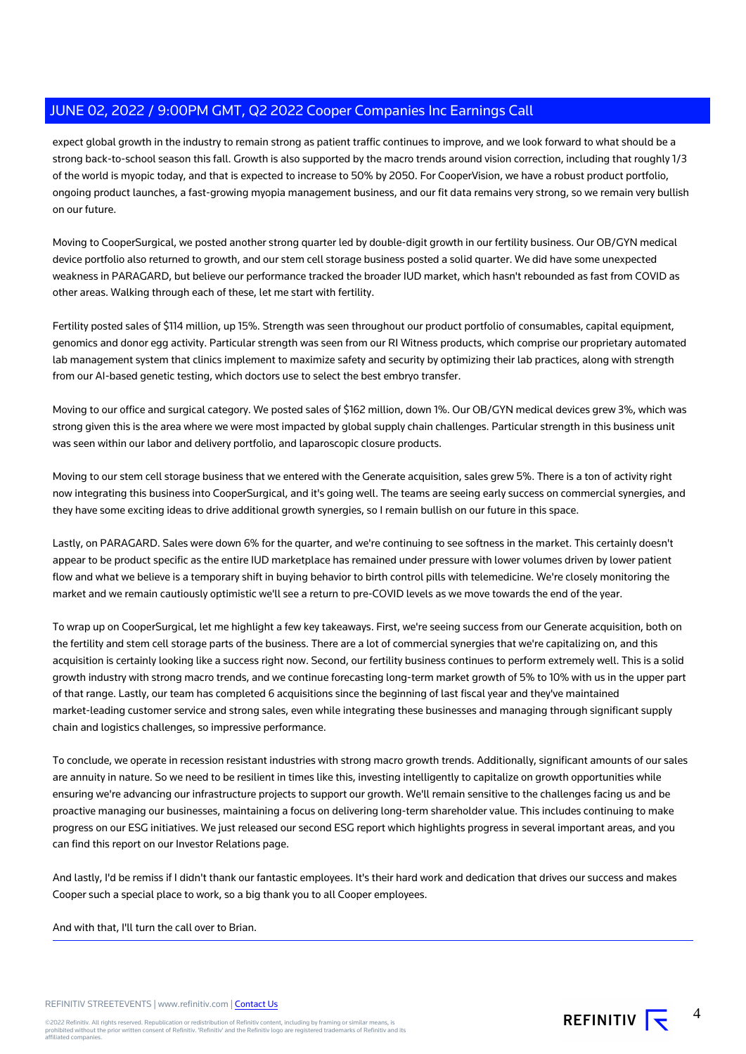expect global growth in the industry to remain strong as patient traffic continues to improve, and we look forward to what should be a strong back-to-school season this fall. Growth is also supported by the macro trends around vision correction, including that roughly 1/3 of the world is myopic today, and that is expected to increase to 50% by 2050. For CooperVision, we have a robust product portfolio, ongoing product launches, a fast-growing myopia management business, and our fit data remains very strong, so we remain very bullish on our future.

Moving to CooperSurgical, we posted another strong quarter led by double-digit growth in our fertility business. Our OB/GYN medical device portfolio also returned to growth, and our stem cell storage business posted a solid quarter. We did have some unexpected weakness in PARAGARD, but believe our performance tracked the broader IUD market, which hasn't rebounded as fast from COVID as other areas. Walking through each of these, let me start with fertility.

Fertility posted sales of $114 million, up 15%. Strength was seen throughout our product portfolio of consumables, capital equipment, genomics and donor egg activity. Particular strength was seen from our RI Witness products, which comprise our proprietary automated lab management system that clinics implement to maximize safety and security by optimizing their lab practices, along with strength from our AI-based genetic testing, which doctors use to select the best embryo transfer.

Moving to our office and surgical category. We posted sales of $162 million, down 1%. Our OB/GYN medical devices grew 3%, which was strong given this is the area where we were most impacted by global supply chain challenges. Particular strength in this business unit was seen within our labor and delivery portfolio, and laparoscopic closure products.

Moving to our stem cell storage business that we entered with the Generate acquisition, sales grew 5%. There is a ton of activity right now integrating this business into CooperSurgical, and it's going well. The teams are seeing early success on commercial synergies, and they have some exciting ideas to drive additional growth synergies, so I remain bullish on our future in this space.

Lastly, on PARAGARD. Sales were down 6% for the quarter, and we're continuing to see softness in the market. This certainly doesn't appear to be product specific as the entire IUD marketplace has remained under pressure with lower volumes driven by lower patient flow and what we believe is a temporary shift in buying behavior to birth control pills with telemedicine. We're closely monitoring the market and we remain cautiously optimistic we'll see a return to pre-COVID levels as we move towards the end of the year.

To wrap up on CooperSurgical, let me highlight a few key takeaways. First, we're seeing success from our Generate acquisition, both on the fertility and stem cell storage parts of the business. There are a lot of commercial synergies that we're capitalizing on, and this acquisition is certainly looking like a success right now. Second, our fertility business continues to perform extremely well. This is a solid growth industry with strong macro trends, and we continue forecasting long-term market growth of 5% to 10% with us in the upper part of that range. Lastly, our team has completed 6 acquisitions since the beginning of last fiscal year and they've maintained market-leading customer service and strong sales, even while integrating these businesses and managing through significant supply chain and logistics challenges, so impressive performance.

To conclude, we operate in recession resistant industries with strong macro growth trends. Additionally, significant amounts of our sales are annuity in nature. So we need to be resilient in times like this, investing intelligently to capitalize on growth opportunities while ensuring we're advancing our infrastructure projects to support our growth. We'll remain sensitive to the challenges facing us and be proactive managing our businesses, maintaining a focus on delivering long-term shareholder value. This includes continuing to make progress on our ESG initiatives. We just released our second ESG report which highlights progress in several important areas, and you can find this report on our Investor Relations page.

And lastly, I'd be remiss if I didn't thank our fantastic employees. It's their hard work and dedication that drives our success and makes Cooper such a special place to work, so a big thank you to all Cooper employees.

And with that, I'll turn the call over to Brian.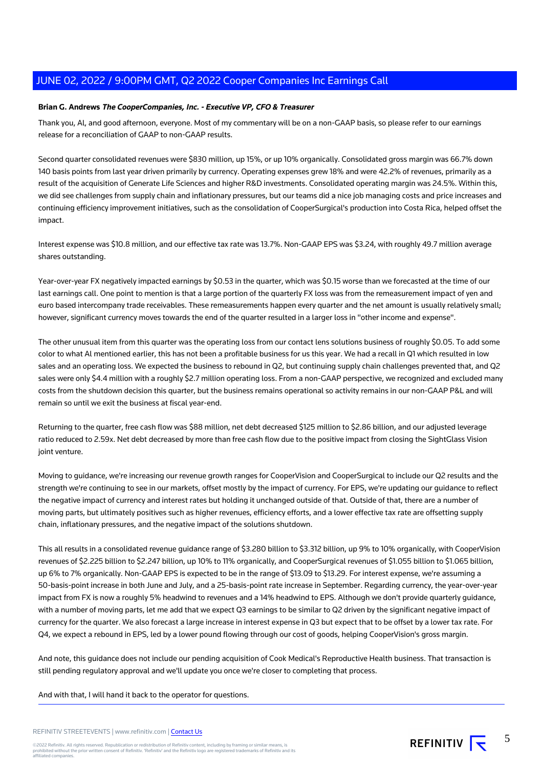**Brian G. Andrews** ***The CooperCompanies, Inc. - Executive VP, CFO & Treasurer***

Thank you, Al, and good afternoon, everyone. Most of my commentary will be on a non-GAAP basis, so please refer to our earnings release for a reconciliation of GAAP to non-GAAP results.

Second quarter consolidated revenues were $830 million, up 15%, or up 10% organically. Consolidated gross margin was 66.7% down 140 basis points from last year driven primarily by currency. Operating expenses grew 18% and were 42.2% of revenues, primarily as a result of the acquisition of Generate Life Sciences and higher R&D investments. Consolidated operating margin was 24.5%. Within this, we did see challenges from supply chain and inflationary pressures, but our teams did a nice job managing costs and price increases and continuing efficiency improvement initiatives, such as the consolidation of CooperSurgical's production into Costa Rica, helped offset the impact.

Interest expense was $10.8 million, and our effective tax rate was 13.7%. Non-GAAP EPS was $3.24, with roughly 49.7 million average shares outstanding.

Year-over-year FX negatively impacted earnings by $0.53 in the quarter, which was $0.15 worse than we forecasted at the time of our last earnings call. One point to mention is that a large portion of the quarterly FX loss was from the remeasurement impact of yen and euro based intercompany trade receivables. These remeasurements happen every quarter and the net amount is usually relatively small; however, significant currency moves towards the end of the quarter resulted in a larger loss in "other income and expense".

The other unusual item from this quarter was the operating loss from our contact lens solutions business of roughly $0.05. To add some color to what Al mentioned earlier, this has not been a profitable business for us this year. We had a recall in Q1 which resulted in low sales and an operating loss. We expected the business to rebound in Q2, but continuing supply chain challenges prevented that, and Q2 sales were only $4.4 million with a roughly $2.7 million operating loss. From a non-GAAP perspective, we recognized and excluded many costs from the shutdown decision this quarter, but the business remains operational so activity remains in our non-GAAP P&L and will remain so until we exit the business at fiscal year-end.

Returning to the quarter, free cash flow was $88 million, net debt decreased $125 million to $2.86 billion, and our adjusted leverage ratio reduced to 2.59x. Net debt decreased by more than free cash flow due to the positive impact from closing the SightGlass Vision joint venture.

Moving to guidance, we're increasing our revenue growth ranges for CooperVision and CooperSurgical to include our Q2 results and the strength we're continuing to see in our markets, offset mostly by the impact of currency. For EPS, we're updating our guidance to reflect the negative impact of currency and interest rates but holding it unchanged outside of that. Outside of that, there are a number of moving parts, but ultimately positives such as higher revenues, efficiency efforts, and a lower effective tax rate are offsetting supply chain, inflationary pressures, and the negative impact of the solutions shutdown.

This all results in a consolidated revenue guidance range of $3.280 billion to $3.312 billion, up 9% to 10% organically, with CooperVision revenues of $2.225 billion to $2.247 billion, up 10% to 11% organically, and CooperSurgical revenues of $1.055 billion to $1.065 billion, up 6% to 7% organically. Non-GAAP EPS is expected to be in the range of $13.09 to $13.29. For interest expense, we're assuming a 50-basis-point increase in both June and July, and a 25-basis-point rate increase in September. Regarding currency, the year-over-year impact from FX is now a roughly 5% headwind to revenues and a 14% headwind to EPS. Although we don't provide quarterly guidance, with a number of moving parts, let me add that we expect Q3 earnings to be similar to Q2 driven by the significant negative impact of currency for the quarter. We also forecast a large increase in interest expense in Q3 but expect that to be offset by a lower tax rate. For Q4, we expect a rebound in EPS, led by a lower pound flowing through our cost of goods, helping CooperVision's gross margin.

And note, this guidance does not include our pending acquisition of Cook Medical's Reproductive Health business. That transaction is still pending regulatory approval and we'll update you once we're closer to completing that process.

And with that, I will hand it back to the operator for questions.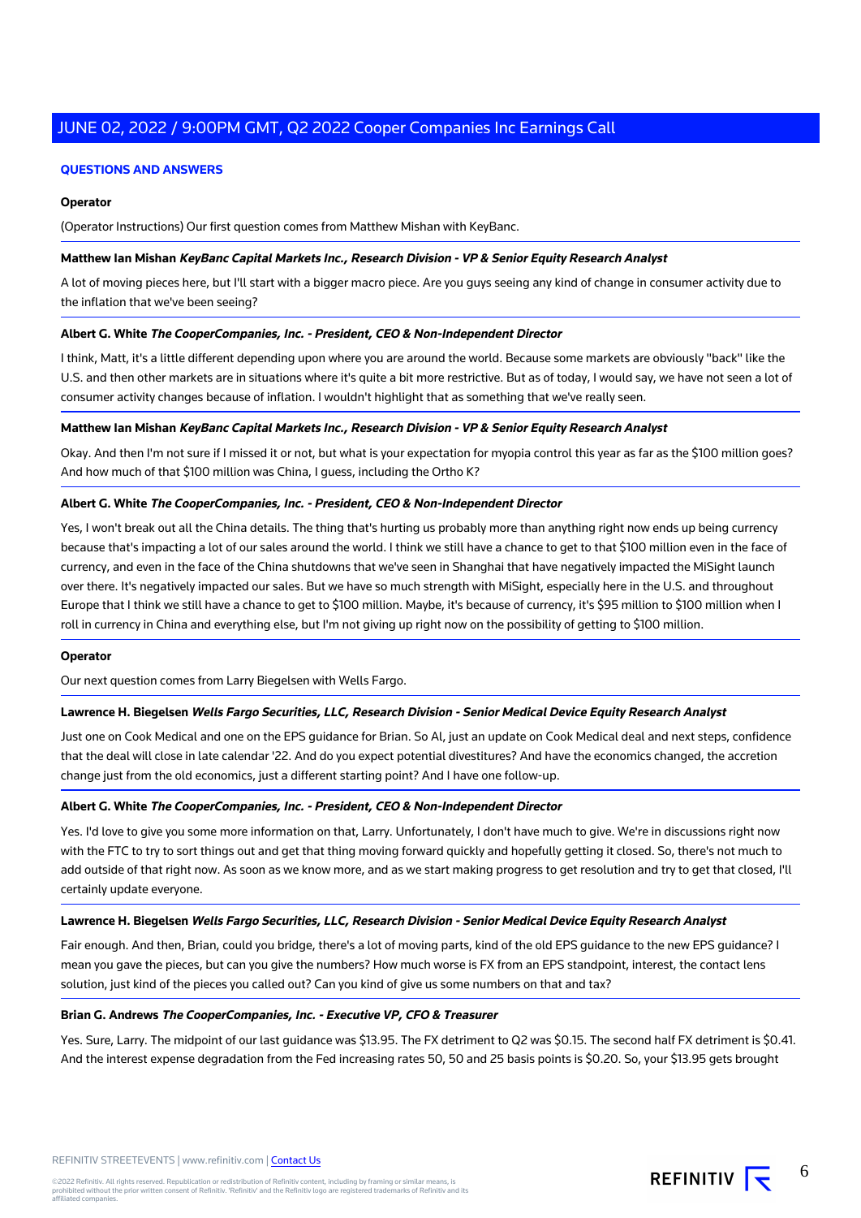### QUESTIONS AND ANSWERS

**Operator**

(Operator Instructions) Our first question comes from Matthew Mishan with KeyBanc.

**Matthew Ian Mishan** ***KeyBanc Capital Markets Inc., Research Division - VP & Senior Equity Research Analyst***

A lot of moving pieces here, but I'll start with a bigger macro piece. Are you guys seeing any kind of change in consumer activity due to the inflation that we've been seeing?

**Albert G. White** ***The CooperCompanies, Inc. - President, CEO & Non-Independent Director***

I think, Matt, it's a little different depending upon where you are around the world. Because some markets are obviously "back" like the U.S. and then other markets are in situations where it's quite a bit more restrictive. But as of today, I would say, we have not seen a lot of consumer activity changes because of inflation. I wouldn't highlight that as something that we've really seen.

**Matthew Ian Mishan** ***KeyBanc Capital Markets Inc., Research Division - VP & Senior Equity Research Analyst***

Okay. And then I'm not sure if I missed it or not, but what is your expectation for myopia control this year as far as the $100 million goes? And how much of that $100 million was China, I guess, including the Ortho K?

**Albert G. White** ***The CooperCompanies, Inc. - President, CEO & Non-Independent Director***

Yes, I won't break out all the China details. The thing that's hurting us probably more than anything right now ends up being currency because that's impacting a lot of our sales around the world. I think we still have a chance to get to that $100 million even in the face of currency, and even in the face of the China shutdowns that we've seen in Shanghai that have negatively impacted the MiSight launch over there. It's negatively impacted our sales. But we have so much strength with MiSight, especially here in the U.S. and throughout Europe that I think we still have a chance to get to $100 million. Maybe, it's because of currency, it's $95 million to $100 million when I roll in currency in China and everything else, but I'm not giving up right now on the possibility of getting to $100 million.

**Operator**

Our next question comes from Larry Biegelsen with Wells Fargo.

**Lawrence H. Biegelsen** ***Wells Fargo Securities, LLC, Research Division - Senior Medical Device Equity Research Analyst***

Just one on Cook Medical and one on the EPS guidance for Brian. So Al, just an update on Cook Medical deal and next steps, confidence that the deal will close in late calendar '22. And do you expect potential divestitures? And have the economics changed, the accretion change just from the old economics, just a different starting point? And I have one follow-up.

**Albert G. White** ***The CooperCompanies, Inc. - President, CEO & Non-Independent Director***

Yes. I'd love to give you some more information on that, Larry. Unfortunately, I don't have much to give. We're in discussions right now with the FTC to try to sort things out and get that thing moving forward quickly and hopefully getting it closed. So, there's not much to add outside of that right now. As soon as we know more, and as we start making progress to get resolution and try to get that closed, I'll certainly update everyone.

**Lawrence H. Biegelsen** ***Wells Fargo Securities, LLC, Research Division - Senior Medical Device Equity Research Analyst***

Fair enough. And then, Brian, could you bridge, there's a lot of moving parts, kind of the old EPS guidance to the new EPS guidance? I mean you gave the pieces, but can you give the numbers? How much worse is FX from an EPS standpoint, interest, the contact lens solution, just kind of the pieces you called out? Can you kind of give us some numbers on that and tax?

**Brian G. Andrews** ***The CooperCompanies, Inc. - Executive VP, CFO & Treasurer***

Yes. Sure, Larry. The midpoint of our last guidance was $13.95. The FX detriment to Q2 was $0.15. The second half FX detriment is $0.41. And the interest expense degradation from the Fed increasing rates 50, 50 and 25 basis points is $0.20. So, your $13.95 gets brought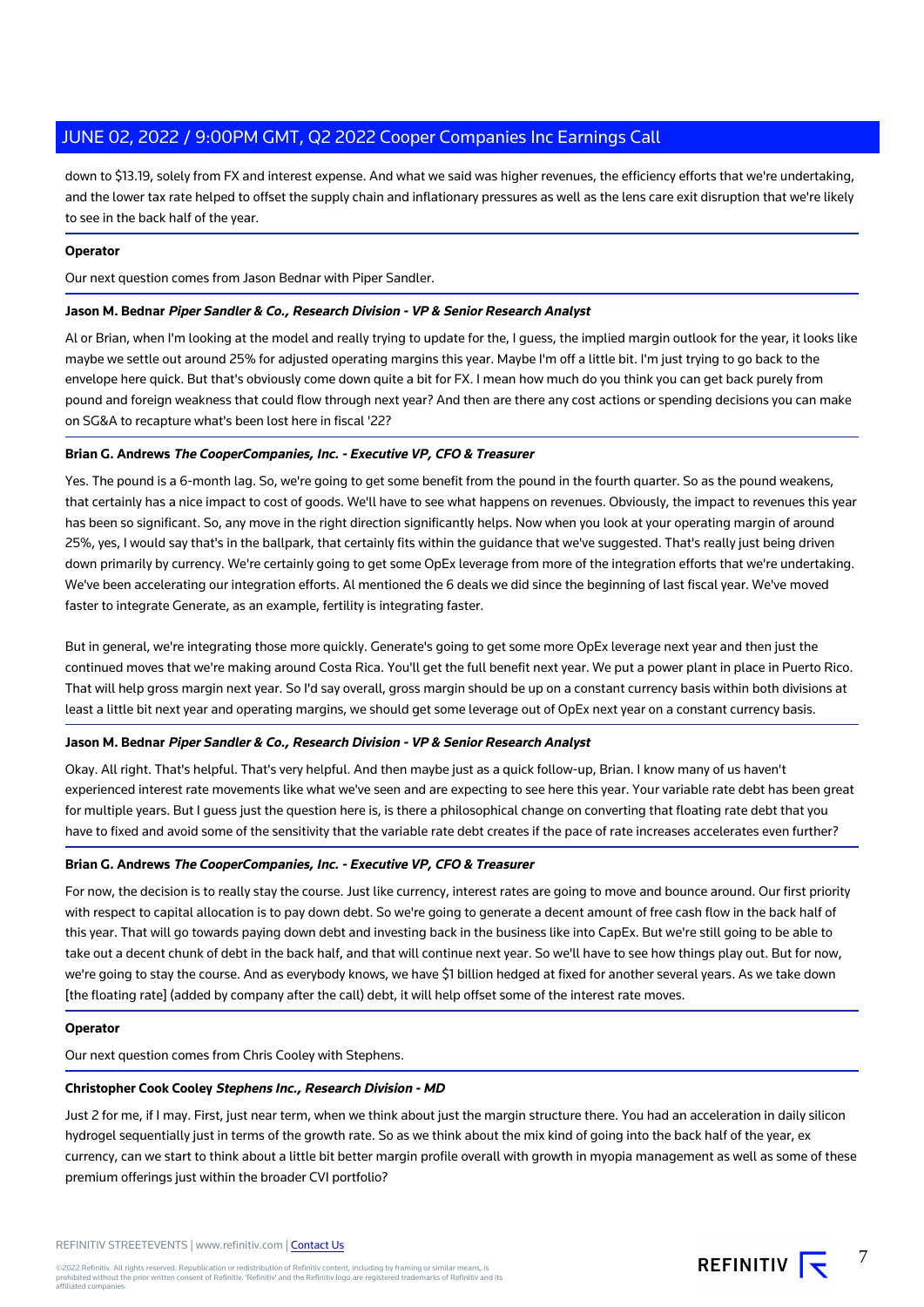down to $13.19, solely from FX and interest expense. And what we said was higher revenues, the efficiency efforts that we're undertaking, and the lower tax rate helped to offset the supply chain and inflationary pressures as well as the lens care exit disruption that we're likely to see in the back half of the year.

**Operator**

Our next question comes from Jason Bednar with Piper Sandler.

**Jason M. Bednar** ***Piper Sandler & Co., Research Division - VP & Senior Research Analyst***

Al or Brian, when I'm looking at the model and really trying to update for the, I guess, the implied margin outlook for the year, it looks like maybe we settle out around 25% for adjusted operating margins this year. Maybe I'm off a little bit. I'm just trying to go back to the envelope here quick. But that's obviously come down quite a bit for FX. I mean how much do you think you can get back purely from pound and foreign weakness that could flow through next year? And then are there any cost actions or spending decisions you can make on SG&A to recapture what's been lost here in fiscal '22?

**Brian G. Andrews** ***The CooperCompanies, Inc. - Executive VP, CFO & Treasurer***

Yes. The pound is a 6-month lag. So, we're going to get some benefit from the pound in the fourth quarter. So as the pound weakens, that certainly has a nice impact to cost of goods. We'll have to see what happens on revenues. Obviously, the impact to revenues this year has been so significant. So, any move in the right direction significantly helps. Now when you look at your operating margin of around 25%, yes, I would say that's in the ballpark, that certainly fits within the guidance that we've suggested. That's really just being driven down primarily by currency. We're certainly going to get some OpEx leverage from more of the integration efforts that we're undertaking. We've been accelerating our integration efforts. Al mentioned the 6 deals we did since the beginning of last fiscal year. We've moved faster to integrate Generate, as an example, fertility is integrating faster.

But in general, we're integrating those more quickly. Generate's going to get some more OpEx leverage next year and then just the continued moves that we're making around Costa Rica. You'll get the full benefit next year. We put a power plant in place in Puerto Rico. That will help gross margin next year. So I'd say overall, gross margin should be up on a constant currency basis within both divisions at least a little bit next year and operating margins, we should get some leverage out of OpEx next year on a constant currency basis.

**Jason M. Bednar** ***Piper Sandler & Co., Research Division - VP & Senior Research Analyst***

Okay. All right. That's helpful. That's very helpful. And then maybe just as a quick follow-up, Brian. I know many of us haven't experienced interest rate movements like what we've seen and are expecting to see here this year. Your variable rate debt has been great for multiple years. But I guess just the question here is, is there a philosophical change on converting that floating rate debt that you have to fixed and avoid some of the sensitivity that the variable rate debt creates if the pace of rate increases accelerates even further?

**Brian G. Andrews** ***The CooperCompanies, Inc. - Executive VP, CFO & Treasurer***

For now, the decision is to really stay the course. Just like currency, interest rates are going to move and bounce around. Our first priority with respect to capital allocation is to pay down debt. So we're going to generate a decent amount of free cash flow in the back half of this year. That will go towards paying down debt and investing back in the business like into CapEx. But we're still going to be able to take out a decent chunk of debt in the back half, and that will continue next year. So we'll have to see how things play out. But for now, we're going to stay the course. And as everybody knows, we have $1 billion hedged at fixed for another several years. As we take down [the floating rate] (added by company after the call) debt, it will help offset some of the interest rate moves.

**Operator**

Our next question comes from Chris Cooley with Stephens.

**Christopher Cook Cooley** ***Stephens Inc., Research Division - MD***

Just 2 for me, if I may. First, just near term, when we think about just the margin structure there. You had an acceleration in daily silicon hydrogel sequentially just in terms of the growth rate. So as we think about the mix kind of going into the back half of the year, ex currency, can we start to think about a little bit better margin profile overall with growth in myopia management as well as some of these premium offerings just within the broader CVI portfolio?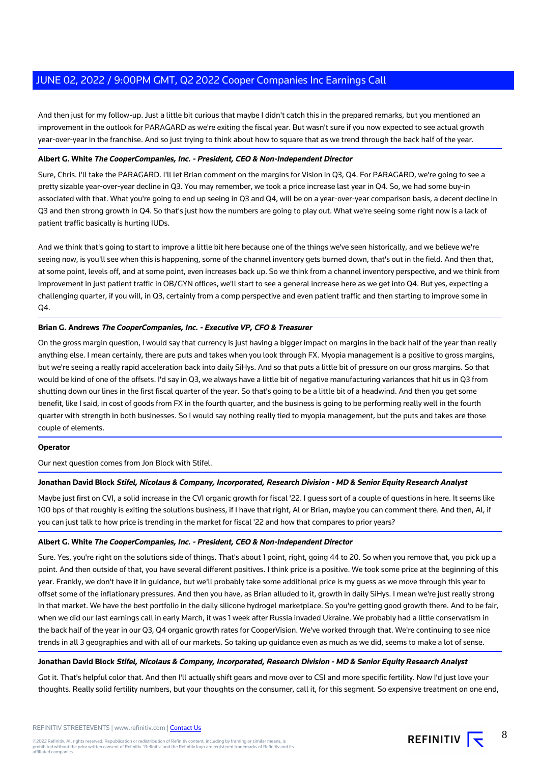And then just for my follow-up. Just a little bit curious that maybe I didn't catch this in the prepared remarks, but you mentioned an improvement in the outlook for PARAGARD as we're exiting the fiscal year. But wasn't sure if you now expected to see actual growth year-over-year in the franchise. And so just trying to think about how to square that as we trend through the back half of the year.

**Albert G. White** ***The CooperCompanies, Inc. - President, CEO & Non-Independent Director***

Sure, Chris. I'll take the PARAGARD. I'll let Brian comment on the margins for Vision in Q3, Q4. For PARAGARD, we're going to see a pretty sizable year-over-year decline in Q3. You may remember, we took a price increase last year in Q4. So, we had some buy-in associated with that. What you're going to end up seeing in Q3 and Q4, will be on a year-over-year comparison basis, a decent decline in Q3 and then strong growth in Q4. So that's just how the numbers are going to play out. What we're seeing some right now is a lack of patient traffic basically is hurting IUDs.

And we think that's going to start to improve a little bit here because one of the things we've seen historically, and we believe we're seeing now, is you'll see when this is happening, some of the channel inventory gets burned down, that's out in the field. And then that, at some point, levels off, and at some point, even increases back up. So we think from a channel inventory perspective, and we think from improvement in just patient traffic in OB/GYN offices, we'll start to see a general increase here as we get into Q4. But yes, expecting a challenging quarter, if you will, in Q3, certainly from a comp perspective and even patient traffic and then starting to improve some in Q4.

**Brian G. Andrews** ***The CooperCompanies, Inc. - Executive VP, CFO & Treasurer***

On the gross margin question, I would say that currency is just having a bigger impact on margins in the back half of the year than really anything else. I mean certainly, there are puts and takes when you look through FX. Myopia management is a positive to gross margins, but we're seeing a really rapid acceleration back into daily SiHys. And so that puts a little bit of pressure on our gross margins. So that would be kind of one of the offsets. I'd say in Q3, we always have a little bit of negative manufacturing variances that hit us in Q3 from shutting down our lines in the first fiscal quarter of the year. So that's going to be a little bit of a headwind. And then you get some benefit, like I said, in cost of goods from FX in the fourth quarter, and the business is going to be performing really well in the fourth quarter with strength in both businesses. So I would say nothing really tied to myopia management, but the puts and takes are those couple of elements.

**Operator**

Our next question comes from Jon Block with Stifel.

**Jonathan David Block** ***Stifel, Nicolaus & Company, Incorporated, Research Division - MD & Senior Equity Research Analyst***

Maybe just first on CVI, a solid increase in the CVI organic growth for fiscal '22. I guess sort of a couple of questions in here. It seems like 100 bps of that roughly is exiting the solutions business, if I have that right, Al or Brian, maybe you can comment there. And then, Al, if you can just talk to how price is trending in the market for fiscal '22 and how that compares to prior years?

**Albert G. White** ***The CooperCompanies, Inc. - President, CEO & Non-Independent Director***

Sure. Yes, you're right on the solutions side of things. That's about 1 point, right, going 44 to 20. So when you remove that, you pick up a point. And then outside of that, you have several different positives. I think price is a positive. We took some price at the beginning of this year. Frankly, we don't have it in guidance, but we'll probably take some additional price is my guess as we move through this year to offset some of the inflationary pressures. And then you have, as Brian alluded to it, growth in daily SiHys. I mean we're just really strong in that market. We have the best portfolio in the daily silicone hydrogel marketplace. So you're getting good growth there. And to be fair, when we did our last earnings call in early March, it was 1 week after Russia invaded Ukraine. We probably had a little conservatism in the back half of the year in our Q3, Q4 organic growth rates for CooperVision. We've worked through that. We're continuing to see nice trends in all 3 geographies and with all of our markets. So taking up guidance even as much as we did, seems to make a lot of sense.

**Jonathan David Block** ***Stifel, Nicolaus & Company, Incorporated, Research Division - MD & Senior Equity Research Analyst***

Got it. That's helpful color that. And then I'll actually shift gears and move over to CSI and more specific fertility. Now I'd just love your thoughts. Really solid fertility numbers, but your thoughts on the consumer, call it, for this segment. So expensive treatment on one end,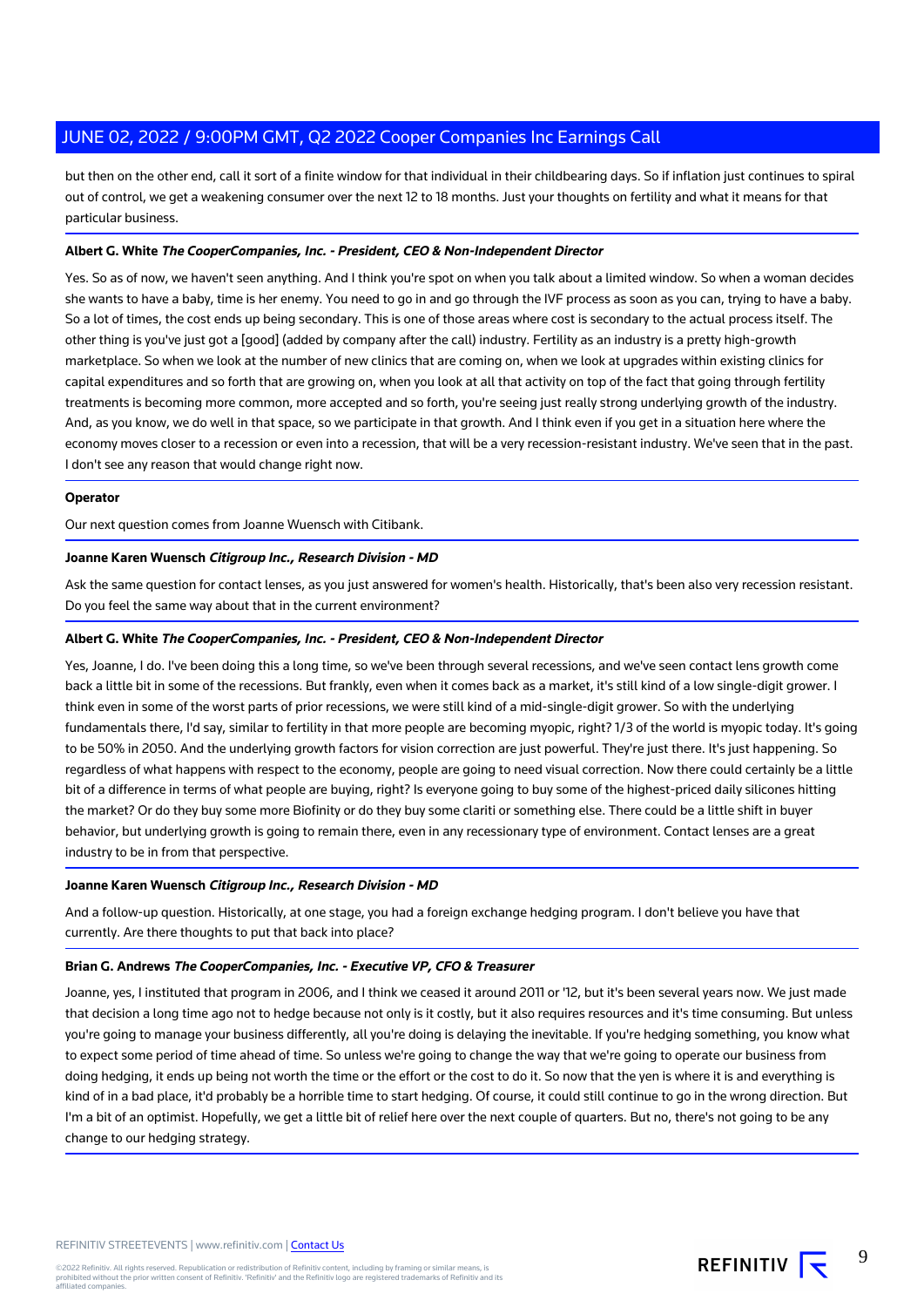but then on the other end, call it sort of a finite window for that individual in their childbearing days. So if inflation just continues to spiral out of control, we get a weakening consumer over the next 12 to 18 months. Just your thoughts on fertility and what it means for that particular business.

**Albert G. White** ***The CooperCompanies, Inc. - President, CEO & Non-Independent Director***

Yes. So as of now, we haven't seen anything. And I think you're spot on when you talk about a limited window. So when a woman decides she wants to have a baby, time is her enemy. You need to go in and go through the IVF process as soon as you can, trying to have a baby. So a lot of times, the cost ends up being secondary. This is one of those areas where cost is secondary to the actual process itself. The other thing is you've just got a [good] (added by company after the call) industry. Fertility as an industry is a pretty high-growth marketplace. So when we look at the number of new clinics that are coming on, when we look at upgrades within existing clinics for capital expenditures and so forth that are growing on, when you look at all that activity on top of the fact that going through fertility treatments is becoming more common, more accepted and so forth, you're seeing just really strong underlying growth of the industry. And, as you know, we do well in that space, so we participate in that growth. And I think even if you get in a situation here where the economy moves closer to a recession or even into a recession, that will be a very recession-resistant industry. We've seen that in the past. I don't see any reason that would change right now.

**Operator**

Our next question comes from Joanne Wuensch with Citibank.

**Joanne Karen Wuensch** ***Citigroup Inc., Research Division - MD***

Ask the same question for contact lenses, as you just answered for women's health. Historically, that's been also very recession resistant. Do you feel the same way about that in the current environment?

**Albert G. White** ***The CooperCompanies, Inc. - President, CEO & Non-Independent Director***

Yes, Joanne, I do. I've been doing this a long time, so we've been through several recessions, and we've seen contact lens growth come back a little bit in some of the recessions. But frankly, even when it comes back as a market, it's still kind of a low single-digit grower. I think even in some of the worst parts of prior recessions, we were still kind of a mid-single-digit grower. So with the underlying fundamentals there, I'd say, similar to fertility in that more people are becoming myopic, right? 1/3 of the world is myopic today. It's going to be 50% in 2050. And the underlying growth factors for vision correction are just powerful. They're just there. It's just happening. So regardless of what happens with respect to the economy, people are going to need visual correction. Now there could certainly be a little bit of a difference in terms of what people are buying, right? Is everyone going to buy some of the highest-priced daily silicones hitting the market? Or do they buy some more Biofinity or do they buy some clariti or something else. There could be a little shift in buyer behavior, but underlying growth is going to remain there, even in any recessionary type of environment. Contact lenses are a great industry to be in from that perspective.

**Joanne Karen Wuensch** ***Citigroup Inc., Research Division - MD***

And a follow-up question. Historically, at one stage, you had a foreign exchange hedging program. I don't believe you have that currently. Are there thoughts to put that back into place?

**Brian G. Andrews** ***The CooperCompanies, Inc. - Executive VP, CFO & Treasurer***

Joanne, yes, I instituted that program in 2006, and I think we ceased it around 2011 or '12, but it's been several years now. We just made that decision a long time ago not to hedge because not only is it costly, but it also requires resources and it's time consuming. But unless you're going to manage your business differently, all you're doing is delaying the inevitable. If you're hedging something, you know what to expect some period of time ahead of time. So unless we're going to change the way that we're going to operate our business from doing hedging, it ends up being not worth the time or the effort or the cost to do it. So now that the yen is where it is and everything is kind of in a bad place, it'd probably be a horrible time to start hedging. Of course, it could still continue to go in the wrong direction. But I'm a bit of an optimist. Hopefully, we get a little bit of relief here over the next couple of quarters. But no, there's not going to be any change to our hedging strategy.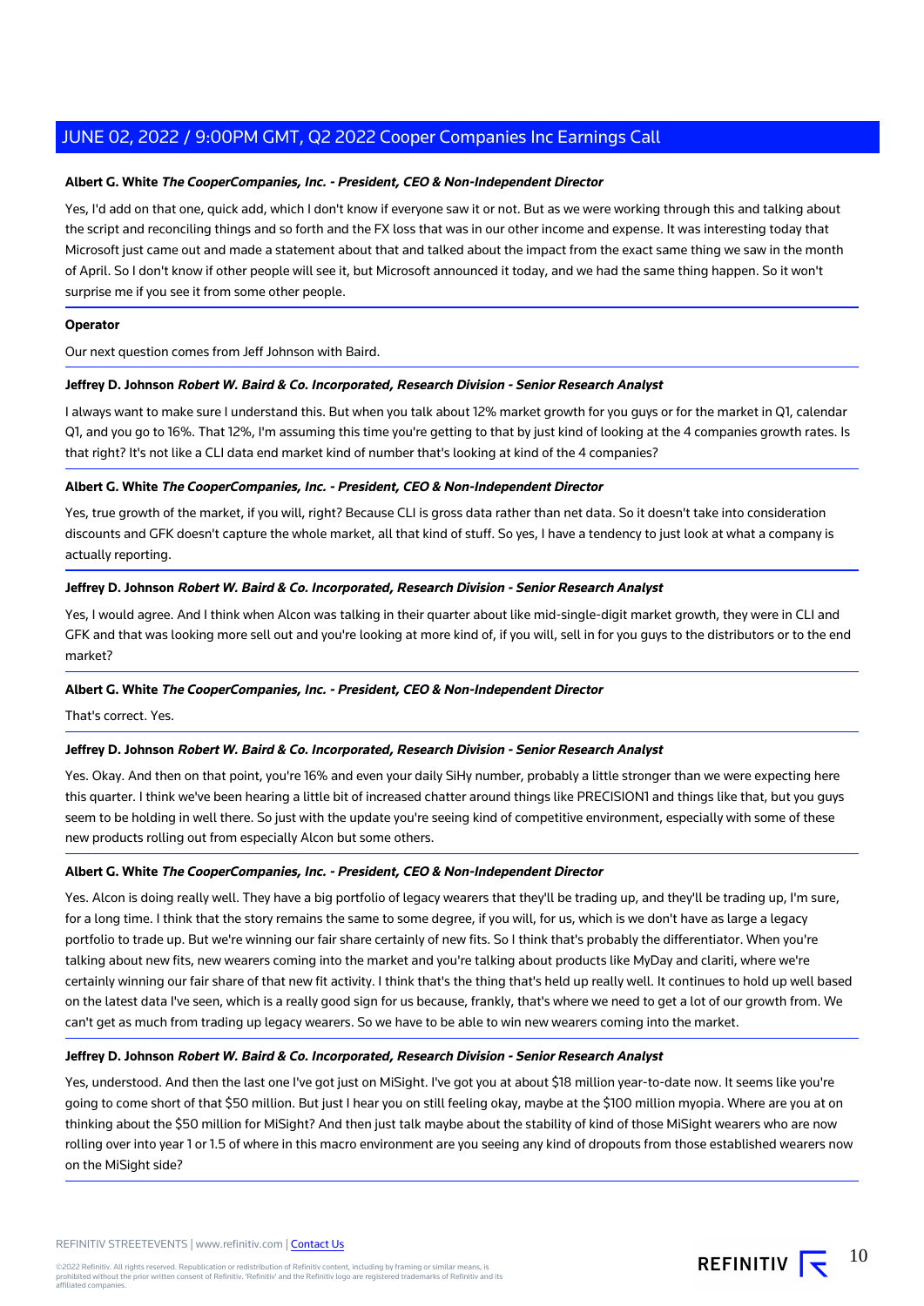**Albert G. White** ***The CooperCompanies, Inc. - President, CEO & Non-Independent Director***

Yes, I'd add on that one, quick add, which I don't know if everyone saw it or not. But as we were working through this and talking about the script and reconciling things and so forth and the FX loss that was in our other income and expense. It was interesting today that Microsoft just came out and made a statement about that and talked about the impact from the exact same thing we saw in the month of April. So I don't know if other people will see it, but Microsoft announced it today, and we had the same thing happen. So it won't surprise me if you see it from some other people.

**Operator**

Our next question comes from Jeff Johnson with Baird.

**Jeffrey D. Johnson** ***Robert W. Baird & Co. Incorporated, Research Division - Senior Research Analyst***

I always want to make sure I understand this. But when you talk about 12% market growth for you guys or for the market in Q1, calendar Q1, and you go to 16%. That 12%, I'm assuming this time you're getting to that by just kind of looking at the 4 companies growth rates. Is that right? It's not like a CLI data end market kind of number that's looking at kind of the 4 companies?

**Albert G. White** ***The CooperCompanies, Inc. - President, CEO & Non-Independent Director***

Yes, true growth of the market, if you will, right? Because CLI is gross data rather than net data. So it doesn't take into consideration discounts and GFK doesn't capture the whole market, all that kind of stuff. So yes, I have a tendency to just look at what a company is actually reporting.

**Jeffrey D. Johnson** ***Robert W. Baird & Co. Incorporated, Research Division - Senior Research Analyst***

Yes, I would agree. And I think when Alcon was talking in their quarter about like mid-single-digit market growth, they were in CLI and GFK and that was looking more sell out and you're looking at more kind of, if you will, sell in for you guys to the distributors or to the end market?

**Albert G. White** ***The CooperCompanies, Inc. - President, CEO & Non-Independent Director***

That's correct. Yes.

**Jeffrey D. Johnson** ***Robert W. Baird & Co. Incorporated, Research Division - Senior Research Analyst***

Yes. Okay. And then on that point, you're 16% and even your daily SiHy number, probably a little stronger than we were expecting here this quarter. I think we've been hearing a little bit of increased chatter around things like PRECISION1 and things like that, but you guys seem to be holding in well there. So just with the update you're seeing kind of competitive environment, especially with some of these new products rolling out from especially Alcon but some others.

**Albert G. White** ***The CooperCompanies, Inc. - President, CEO & Non-Independent Director***

Yes. Alcon is doing really well. They have a big portfolio of legacy wearers that they'll be trading up, and they'll be trading up, I'm sure, for a long time. I think that the story remains the same to some degree, if you will, for us, which is we don't have as large a legacy portfolio to trade up. But we're winning our fair share certainly of new fits. So I think that's probably the differentiator. When you're talking about new fits, new wearers coming into the market and you're talking about products like MyDay and clariti, where we're certainly winning our fair share of that new fit activity. I think that's the thing that's held up really well. It continues to hold up well based on the latest data I've seen, which is a really good sign for us because, frankly, that's where we need to get a lot of our growth from. We can't get as much from trading up legacy wearers. So we have to be able to win new wearers coming into the market.

**Jeffrey D. Johnson** ***Robert W. Baird & Co. Incorporated, Research Division - Senior Research Analyst***

Yes, understood. And then the last one I've got just on MiSight. I've got you at about $18 million year-to-date now. It seems like you're going to come short of that $50 million. But just I hear you on still feeling okay, maybe at the $100 million myopia. Where are you at on thinking about the $50 million for MiSight? And then just talk maybe about the stability of kind of those MiSight wearers who are now rolling over into year 1 or 1.5 of where in this macro environment are you seeing any kind of dropouts from those established wearers now on the MiSight side?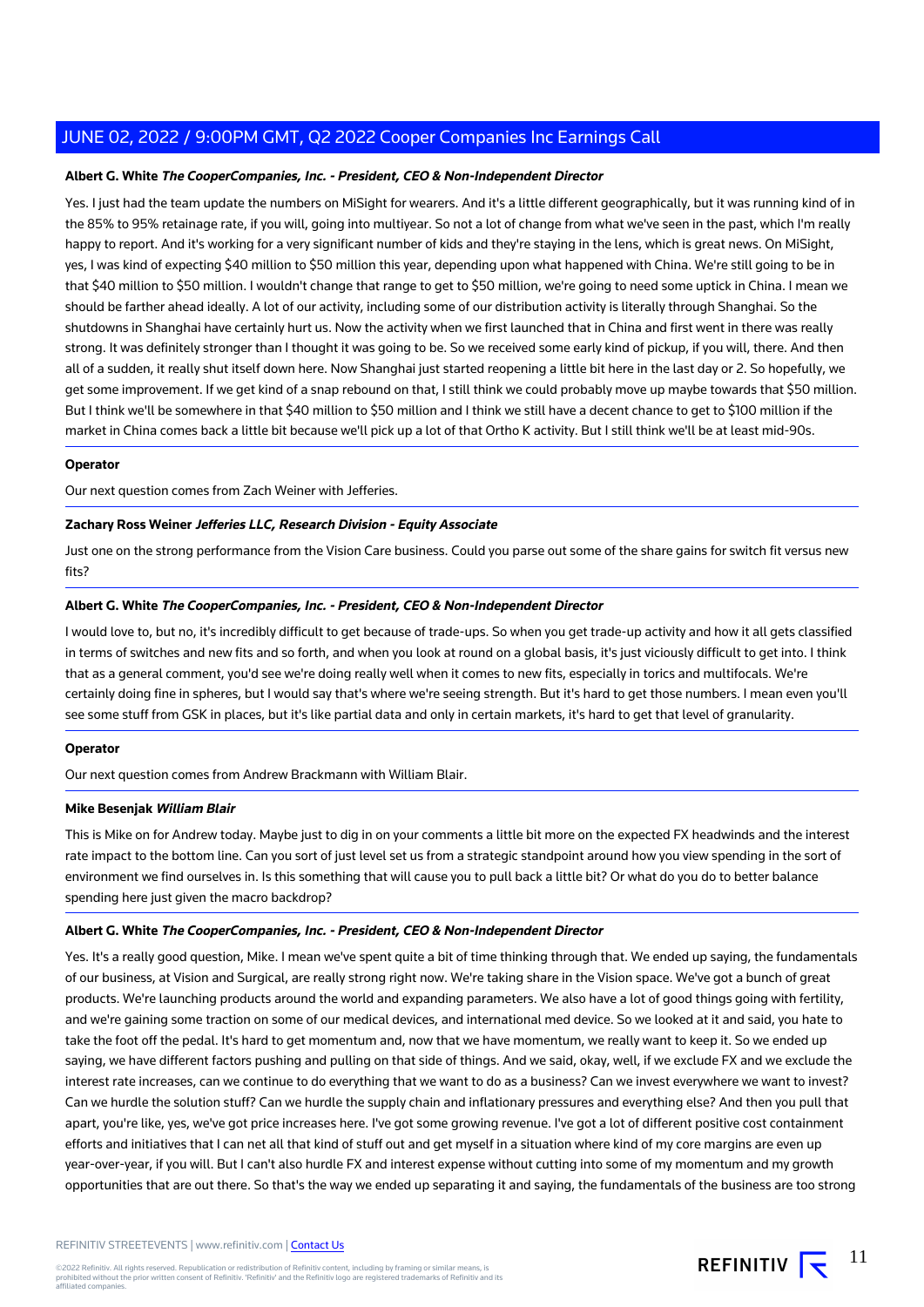**Albert G. White** ***The CooperCompanies, Inc. - President, CEO & Non-Independent Director***

Yes. I just had the team update the numbers on MiSight for wearers. And it's a little different geographically, but it was running kind of in the 85% to 95% retainage rate, if you will, going into multiyear. So not a lot of change from what we've seen in the past, which I'm really happy to report. And it's working for a very significant number of kids and they're staying in the lens, which is great news. On MiSight, yes, I was kind of expecting $40 million to $50 million this year, depending upon what happened with China. We're still going to be in that $40 million to $50 million. I wouldn't change that range to get to $50 million, we're going to need some uptick in China. I mean we should be farther ahead ideally. A lot of our activity, including some of our distribution activity is literally through Shanghai. So the shutdowns in Shanghai have certainly hurt us. Now the activity when we first launched that in China and first went in there was really strong. It was definitely stronger than I thought it was going to be. So we received some early kind of pickup, if you will, there. And then all of a sudden, it really shut itself down here. Now Shanghai just started reopening a little bit here in the last day or 2. So hopefully, we get some improvement. If we get kind of a snap rebound on that, I still think we could probably move up maybe towards that $50 million. But I think we'll be somewhere in that $40 million to $50 million and I think we still have a decent chance to get to $100 million if the market in China comes back a little bit because we'll pick up a lot of that Ortho K activity. But I still think we'll be at least mid-90s.

**Operator**

Our next question comes from Zach Weiner with Jefferies.

**Zachary Ross Weiner** ***Jefferies LLC, Research Division - Equity Associate***

Just one on the strong performance from the Vision Care business. Could you parse out some of the share gains for switch fit versus new fits?

**Albert G. White** ***The CooperCompanies, Inc. - President, CEO & Non-Independent Director***

I would love to, but no, it's incredibly difficult to get because of trade-ups. So when you get trade-up activity and how it all gets classified in terms of switches and new fits and so forth, and when you look at round on a global basis, it's just viciously difficult to get into. I think that as a general comment, you'd see we're doing really well when it comes to new fits, especially in torics and multifocals. We're certainly doing fine in spheres, but I would say that's where we're seeing strength. But it's hard to get those numbers. I mean even you'll see some stuff from GSK in places, but it's like partial data and only in certain markets, it's hard to get that level of granularity.

**Operator**

Our next question comes from Andrew Brackmann with William Blair.

**Mike Besenjak** ***William Blair***

This is Mike on for Andrew today. Maybe just to dig in on your comments a little bit more on the expected FX headwinds and the interest rate impact to the bottom line. Can you sort of just level set us from a strategic standpoint around how you view spending in the sort of environment we find ourselves in. Is this something that will cause you to pull back a little bit? Or what do you do to better balance spending here just given the macro backdrop?

**Albert G. White** ***The CooperCompanies, Inc. - President, CEO & Non-Independent Director***

Yes. It's a really good question, Mike. I mean we've spent quite a bit of time thinking through that. We ended up saying, the fundamentals of our business, at Vision and Surgical, are really strong right now. We're taking share in the Vision space. We've got a bunch of great products. We're launching products around the world and expanding parameters. We also have a lot of good things going with fertility, and we're gaining some traction on some of our medical devices, and international med device. So we looked at it and said, you hate to take the foot off the pedal. It's hard to get momentum and, now that we have momentum, we really want to keep it. So we ended up saying, we have different factors pushing and pulling on that side of things. And we said, okay, well, if we exclude FX and we exclude the interest rate increases, can we continue to do everything that we want to do as a business? Can we invest everywhere we want to invest? Can we hurdle the solution stuff? Can we hurdle the supply chain and inflationary pressures and everything else? And then you pull that apart, you're like, yes, we've got price increases here. I've got some growing revenue. I've got a lot of different positive cost containment efforts and initiatives that I can net all that kind of stuff out and get myself in a situation where kind of my core margins are even up year-over-year, if you will. But I can't also hurdle FX and interest expense without cutting into some of my momentum and my growth opportunities that are out there. So that's the way we ended up separating it and saying, the fundamentals of the business are too strong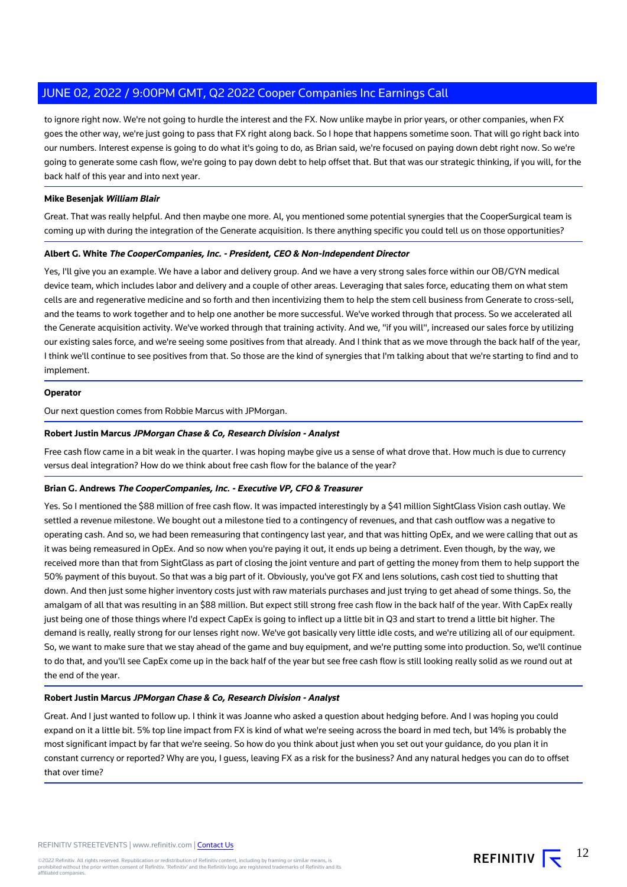to ignore right now. We're not going to hurdle the interest and the FX. Now unlike maybe in prior years, or other companies, when FX goes the other way, we're just going to pass that FX right along back. So I hope that happens sometime soon. That will go right back into our numbers. Interest expense is going to do what it's going to do, as Brian said, we're focused on paying down debt right now. So we're going to generate some cash flow, we're going to pay down debt to help offset that. But that was our strategic thinking, if you will, for the back half of this year and into next year.

**Mike Besenjak** ***William Blair***

Great. That was really helpful. And then maybe one more. Al, you mentioned some potential synergies that the CooperSurgical team is coming up with during the integration of the Generate acquisition. Is there anything specific you could tell us on those opportunities?

**Albert G. White** ***The CooperCompanies, Inc. - President, CEO & Non-Independent Director***

Yes, I'll give you an example. We have a labor and delivery group. And we have a very strong sales force within our OB/GYN medical device team, which includes labor and delivery and a couple of other areas. Leveraging that sales force, educating them on what stem cells are and regenerative medicine and so forth and then incentivizing them to help the stem cell business from Generate to cross-sell, and the teams to work together and to help one another be more successful. We've worked through that process. So we accelerated all the Generate acquisition activity. We've worked through that training activity. And we, "if you will", increased our sales force by utilizing our existing sales force, and we're seeing some positives from that already. And I think that as we move through the back half of the year, I think we'll continue to see positives from that. So those are the kind of synergies that I'm talking about that we're starting to find and to implement.

**Operator**

Our next question comes from Robbie Marcus with JPMorgan.

**Robert Justin Marcus** ***JPMorgan Chase & Co, Research Division - Analyst***

Free cash flow came in a bit weak in the quarter. I was hoping maybe give us a sense of what drove that. How much is due to currency versus deal integration? How do we think about free cash flow for the balance of the year?

**Brian G. Andrews** ***The CooperCompanies, Inc. - Executive VP, CFO & Treasurer***

Yes. So I mentioned the $88 million of free cash flow. It was impacted interestingly by a $41 million SightGlass Vision cash outlay. We settled a revenue milestone. We bought out a milestone tied to a contingency of revenues, and that cash outflow was a negative to operating cash. And so, we had been remeasuring that contingency last year, and that was hitting OpEx, and we were calling that out as it was being remeasured in OpEx. And so now when you're paying it out, it ends up being a detriment. Even though, by the way, we received more than that from SightGlass as part of closing the joint venture and part of getting the money from them to help support the 50% payment of this buyout. So that was a big part of it. Obviously, you've got FX and lens solutions, cash cost tied to shutting that down. And then just some higher inventory costs just with raw materials purchases and just trying to get ahead of some things. So, the amalgam of all that was resulting in an $88 million. But expect still strong free cash flow in the back half of the year. With CapEx really just being one of those things where I'd expect CapEx is going to inflect up a little bit in Q3 and start to trend a little bit higher. The demand is really, really strong for our lenses right now. We've got basically very little idle costs, and we're utilizing all of our equipment. So, we want to make sure that we stay ahead of the game and buy equipment, and we're putting some into production. So, we'll continue to do that, and you'll see CapEx come up in the back half of the year but see free cash flow is still looking really solid as we round out at the end of the year.

**Robert Justin Marcus** ***JPMorgan Chase & Co, Research Division - Analyst***

Great. And I just wanted to follow up. I think it was Joanne who asked a question about hedging before. And I was hoping you could expand on it a little bit. 5% top line impact from FX is kind of what we're seeing across the board in med tech, but 14% is probably the most significant impact by far that we're seeing. So how do you think about just when you set out your guidance, do you plan it in constant currency or reported? Why are you, I guess, leaving FX as a risk for the business? And any natural hedges you can do to offset that over time?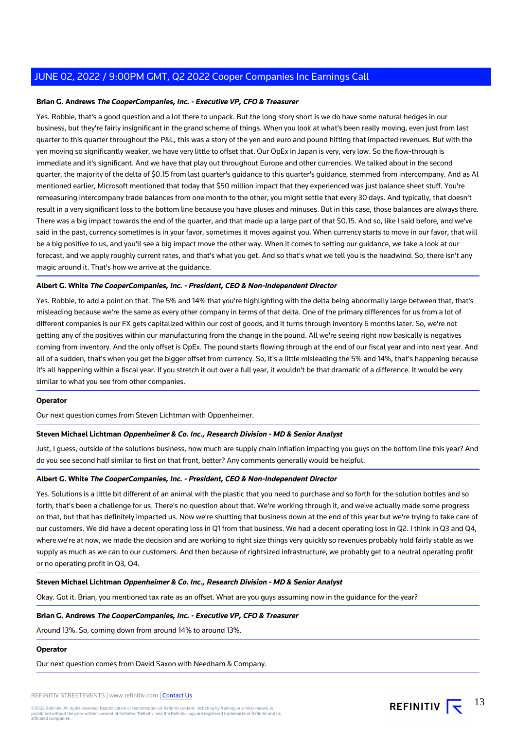**Brian G. Andrews** ***The CooperCompanies, Inc. - Executive VP, CFO & Treasurer***

Yes. Robbie, that's a good question and a lot there to unpack. But the long story short is we do have some natural hedges in our business, but they're fairly insignificant in the grand scheme of things. When you look at what's been really moving, even just from last quarter to this quarter throughout the P&L, this was a story of the yen and euro and pound hitting that impacted revenues. But with the yen moving so significantly weaker, we have very little to offset that. Our OpEx in Japan is very, very low. So the flow-through is immediate and it's significant. And we have that play out throughout Europe and other currencies. We talked about in the second quarter, the majority of the delta of $0.15 from last quarter's guidance to this quarter's guidance, stemmed from intercompany. And as Al mentioned earlier, Microsoft mentioned that today that $50 million impact that they experienced was just balance sheet stuff. You're remeasuring intercompany trade balances from one month to the other, you might settle that every 30 days. And typically, that doesn't result in a very significant loss to the bottom line because you have pluses and minuses. But in this case, those balances are always there. There was a big impact towards the end of the quarter, and that made up a large part of that $0.15. And so, like I said before, and we've said in the past, currency sometimes is in your favor, sometimes it moves against you. When currency starts to move in our favor, that will be a big positive to us, and you'll see a big impact move the other way. When it comes to setting our guidance, we take a look at our forecast, and we apply roughly current rates, and that's what you get. And so that's what we tell you is the headwind. So, there isn't any magic around it. That's how we arrive at the guidance.

**Albert G. White** ***The CooperCompanies, Inc. - President, CEO & Non-Independent Director***

Yes. Robbie, to add a point on that. The 5% and 14% that you're highlighting with the delta being abnormally large between that, that's misleading because we're the same as every other company in terms of that delta. One of the primary differences for us from a lot of different companies is our FX gets capitalized within our cost of goods, and it turns through inventory 6 months later. So, we're not getting any of the positives within our manufacturing from the change in the pound. All we're seeing right now basically is negatives coming from inventory. And the only offset is OpEx. The pound starts flowing through at the end of our fiscal year and into next year. And all of a sudden, that's when you get the bigger offset from currency. So, it's a little misleading the 5% and 14%, that's happening because it's all happening within a fiscal year. If you stretch it out over a full year, it wouldn't be that dramatic of a difference. It would be very similar to what you see from other companies.

**Operator**

Our next question comes from Steven Lichtman with Oppenheimer.

**Steven Michael Lichtman** ***Oppenheimer & Co. Inc., Research Division - MD & Senior Analyst***

Just, I guess, outside of the solutions business, how much are supply chain inflation impacting you guys on the bottom line this year? And do you see second half similar to first on that front, better? Any comments generally would be helpful.

**Albert G. White** ***The CooperCompanies, Inc. - President, CEO & Non-Independent Director***

Yes. Solutions is a little bit different of an animal with the plastic that you need to purchase and so forth for the solution bottles and so forth, that's been a challenge for us. There's no question about that. We're working through it, and we've actually made some progress on that, but that has definitely impacted us. Now we're shutting that business down at the end of this year but we're trying to take care of our customers. We did have a decent operating loss in Q1 from that business. We had a decent operating loss in Q2. I think in Q3 and Q4, where we're at now, we made the decision and are working to right size things very quickly so revenues probably hold fairly stable as we supply as much as we can to our customers. And then because of rightsized infrastructure, we probably get to a neutral operating profit or no operating profit in Q3, Q4.

**Steven Michael Lichtman** ***Oppenheimer & Co. Inc., Research Division - MD & Senior Analyst***

Okay. Got it. Brian, you mentioned tax rate as an offset. What are you guys assuming now in the guidance for the year?

**Brian G. Andrews** ***The CooperCompanies, Inc. - Executive VP, CFO & Treasurer***

Around 13%. So, coming down from around 14% to around 13%.

**Operator**

Our next question comes from David Saxon with Needham & Company.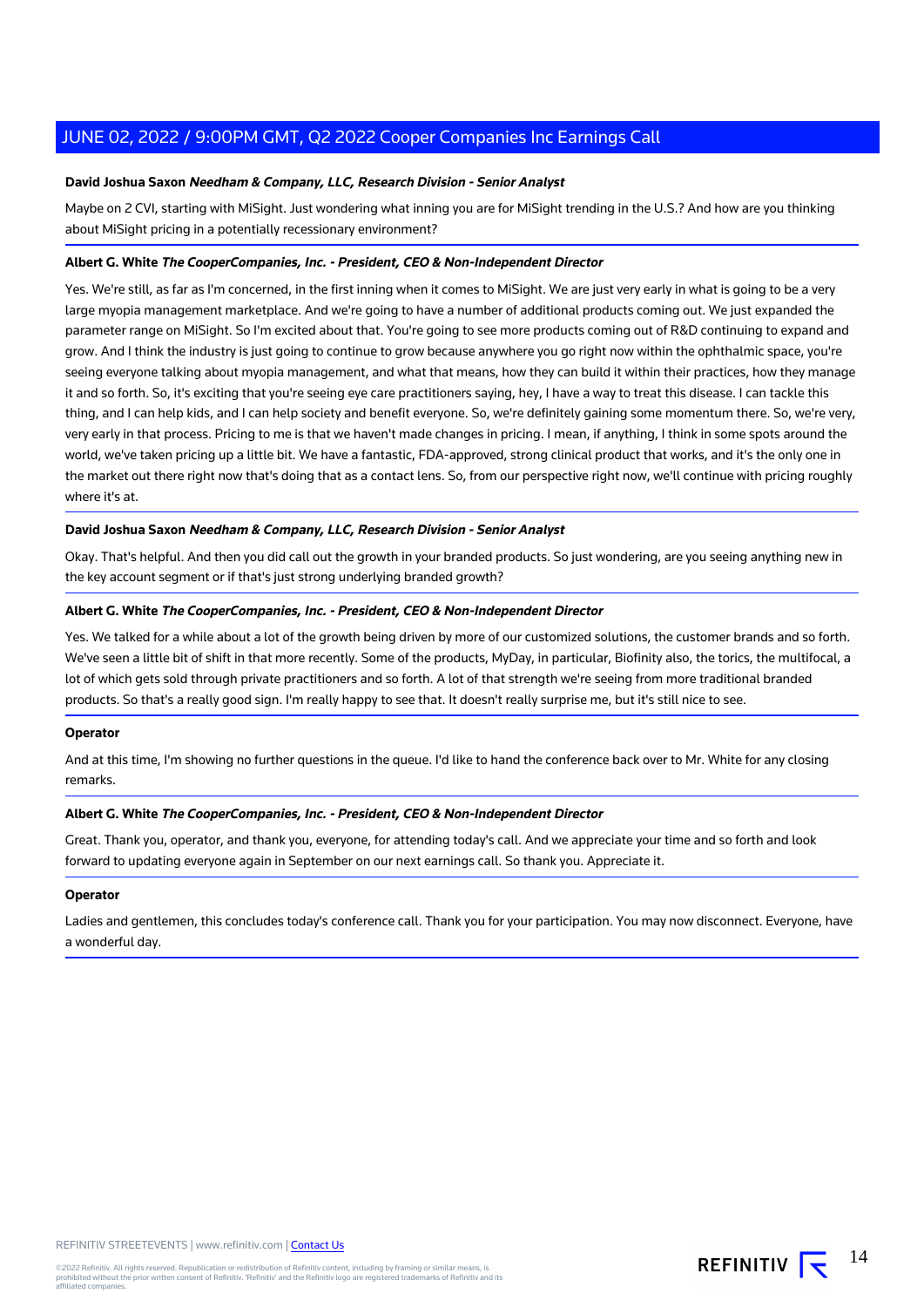**David Joshua Saxon** ***Needham & Company, LLC, Research Division - Senior Analyst***

Maybe on 2 CVI, starting with MiSight. Just wondering what inning you are for MiSight trending in the U.S.? And how are you thinking about MiSight pricing in a potentially recessionary environment?

**Albert G. White** ***The CooperCompanies, Inc. - President, CEO & Non-Independent Director***

Yes. We're still, as far as I'm concerned, in the first inning when it comes to MiSight. We are just very early in what is going to be a very large myopia management marketplace. And we're going to have a number of additional products coming out. We just expanded the parameter range on MiSight. So I'm excited about that. You're going to see more products coming out of R&D continuing to expand and grow. And I think the industry is just going to continue to grow because anywhere you go right now within the ophthalmic space, you're seeing everyone talking about myopia management, and what that means, how they can build it within their practices, how they manage it and so forth. So, it's exciting that you're seeing eye care practitioners saying, hey, I have a way to treat this disease. I can tackle this thing, and I can help kids, and I can help society and benefit everyone. So, we're definitely gaining some momentum there. So, we're very, very early in that process. Pricing to me is that we haven't made changes in pricing. I mean, if anything, I think in some spots around the world, we've taken pricing up a little bit. We have a fantastic, FDA-approved, strong clinical product that works, and it's the only one in the market out there right now that's doing that as a contact lens. So, from our perspective right now, we'll continue with pricing roughly where it's at.

**David Joshua Saxon** ***Needham & Company, LLC, Research Division - Senior Analyst***

Okay. That's helpful. And then you did call out the growth in your branded products. So just wondering, are you seeing anything new in the key account segment or if that's just strong underlying branded growth?

**Albert G. White** ***The CooperCompanies, Inc. - President, CEO & Non-Independent Director***

Yes. We talked for a while about a lot of the growth being driven by more of our customized solutions, the customer brands and so forth. We've seen a little bit of shift in that more recently. Some of the products, MyDay, in particular, Biofinity also, the torics, the multifocal, a lot of which gets sold through private practitioners and so forth. A lot of that strength we're seeing from more traditional branded products. So that's a really good sign. I'm really happy to see that. It doesn't really surprise me, but it's still nice to see.

**Operator**

And at this time, I'm showing no further questions in the queue. I'd like to hand the conference back over to Mr. White for any closing remarks.

**Albert G. White** ***The CooperCompanies, Inc. - President, CEO & Non-Independent Director***

Great. Thank you, operator, and thank you, everyone, for attending today's call. And we appreciate your time and so forth and look forward to updating everyone again in September on our next earnings call. So thank you. Appreciate it.

**Operator**

Ladies and gentlemen, this concludes today's conference call. Thank you for your participation. You may now disconnect. Everyone, have a wonderful day.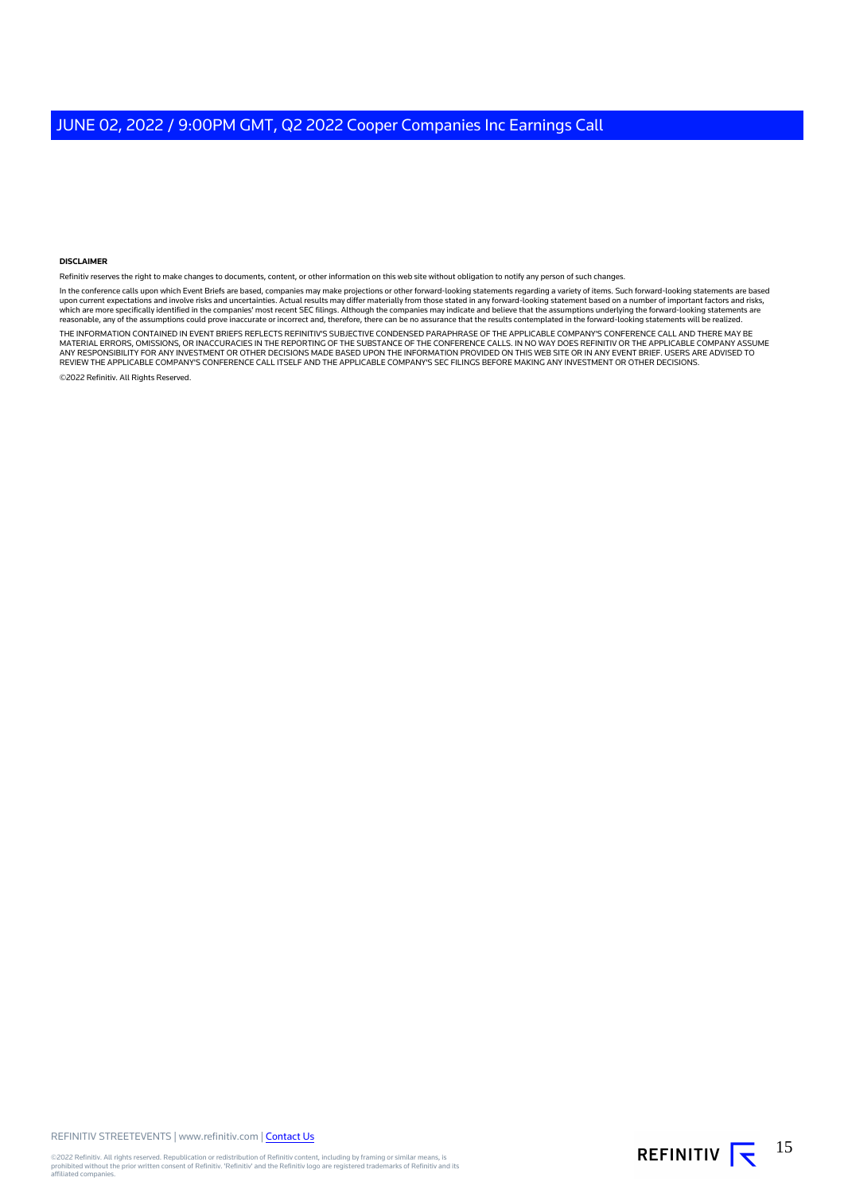**DISCLAIMER**

Refinitiv reserves the right to make changes to documents, content, or other information on this web site without obligation to notify any person of such changes.

In the conference calls upon which Event Briefs are based, companies may make projections or other forward-looking statements regarding a variety of items. Such forward-looking statements are based upon current expectations and involve risks and uncertainties. Actual results may differ materially from those stated in any forward-looking statement based on a number of important factors and risks, which are more specifically identified in the companies' most recent SEC filings. Although the companies may indicate and believe that the assumptions underlying the forward-looking statements are reasonable, any of the assumptions could prove inaccurate or incorrect and, therefore, there can be no assurance that the results contemplated in the forward-looking statements will be realized.

THE INFORMATION CONTAINED IN EVENT BRIEFS REFLECTS REFINITIV'S SUBJECTIVE CONDENSED PARAPHRASE OF THE APPLICABLE COMPANY'S CONFERENCE CALL AND THERE MAY BE MATERIAL ERRORS, OMISSIONS, OR INACCURACIES IN THE REPORTING OF THE SUBSTANCE OF THE CONFERENCE CALLS. IN NO WAY DOES REFINITIV OR THE APPLICABLE COMPANY ASSUME ANY RESPONSIBILITY FOR ANY INVESTMENT OR OTHER DECISIONS MADE BASED UPON THE INFORMATION PROVIDED ON THIS WEB SITE OR IN ANY EVENT BRIEF. USERS ARE ADVISED TO REVIEW THE APPLICABLE COMPANY'S CONFERENCE CALL ITSELF AND THE APPLICABLE COMPANY'S SEC FILINGS BEFORE MAKING ANY INVESTMENT OR OTHER DECISIONS.

©2022 Refinitiv. All Rights Reserved.